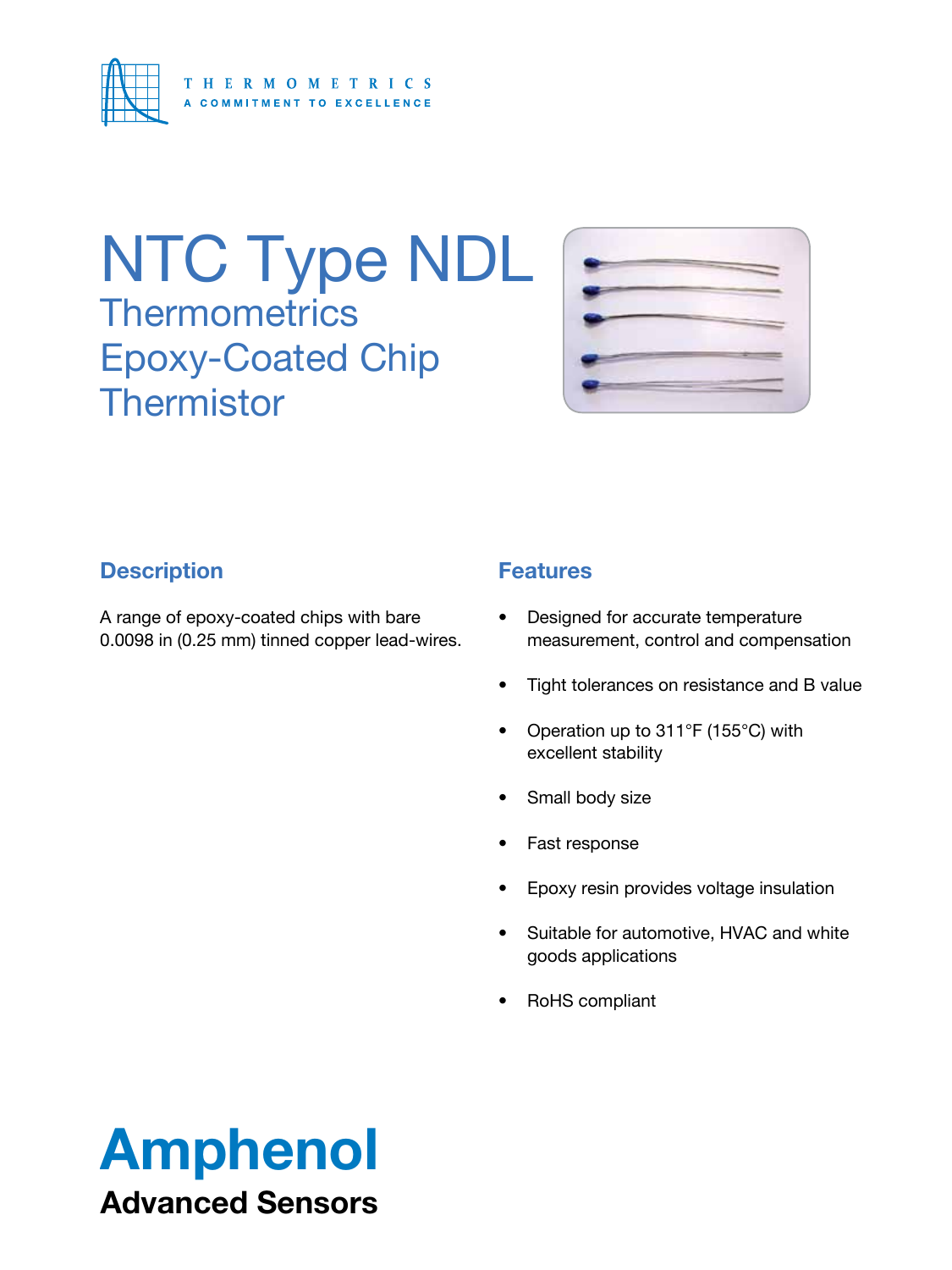THERMOMETRICS
A COMMITMENT TO EXCELLENCE

# NTC Type NDL

## Thermometrics Epoxy-Coated Chip Thermistor

### Description

A range of epoxy-coated chips with bare 0.0098 in (0.25 mm) tinned copper lead-wires.

### Features

- Designed for accurate temperature measurement, control and compensation
- Tight tolerances on resistance and B value
- Operation up to 311°F (155°C) with excellent stability
- Small body size
- Fast response
- Epoxy resin provides voltage insulation
- Suitable for automotive, HVAC and white goods applications
- RoHS compliant

**Amphenol**

**Advanced Sensors**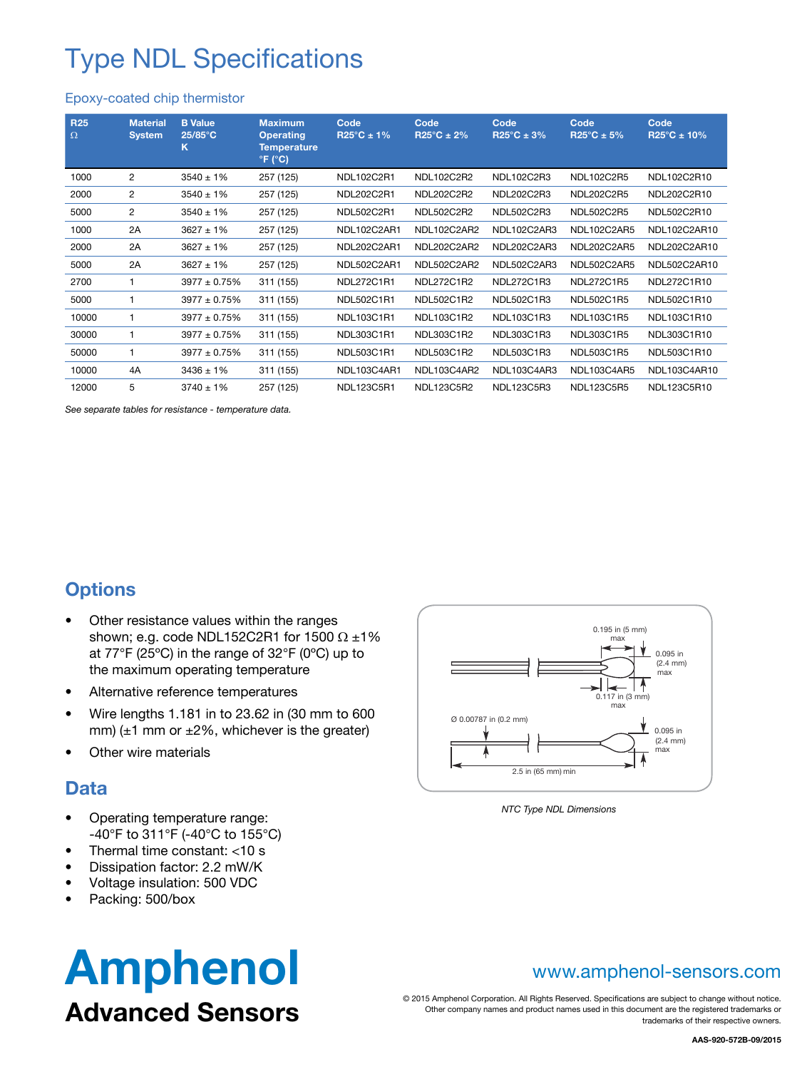# Type NDL Specifications

## Epoxy-coated chip thermistor

| R25 Ω | Material System | B Value 25/85°C K | Maximum Operating Temperature °F (°C) | Code R25°C ± 1% | Code R25°C ± 2% | Code R25°C ± 3% | Code R25°C ± 5% | Code R25°C ± 10% |
|---|---|---|---|---|---|---|---|---|
| 1000 | 2 | 3540 ± 1% | 257 (125) | NDL102C2R1 | NDL102C2R2 | NDL102C2R3 | NDL102C2R5 | NDL102C2R10 |
| 2000 | 2 | 3540 ± 1% | 257 (125) | NDL202C2R1 | NDL202C2R2 | NDL202C2R3 | NDL202C2R5 | NDL202C2R10 |
| 5000 | 2 | 3540 ± 1% | 257 (125) | NDL502C2R1 | NDL502C2R2 | NDL502C2R3 | NDL502C2R5 | NDL502C2R10 |
| 1000 | 2A | 3627 ± 1% | 257 (125) | NDL102C2AR1 | NDL102C2AR2 | NDL102C2AR3 | NDL102C2AR5 | NDL102C2AR10 |
| 2000 | 2A | 3627 ± 1% | 257 (125) | NDL202C2AR1 | NDL202C2AR2 | NDL202C2AR3 | NDL202C2AR5 | NDL202C2AR10 |
| 5000 | 2A | 3627 ± 1% | 257 (125) | NDL502C2AR1 | NDL502C2AR2 | NDL502C2AR3 | NDL502C2AR5 | NDL502C2AR10 |
| 2700 | 1 | 3977 ± 0.75% | 311 (155) | NDL272C1R1 | NDL272C1R2 | NDL272C1R3 | NDL272C1R5 | NDL272C1R10 |
| 5000 | 1 | 3977 ± 0.75% | 311 (155) | NDL502C1R1 | NDL502C1R2 | NDL502C1R3 | NDL502C1R5 | NDL502C1R10 |
| 10000 | 1 | 3977 ± 0.75% | 311 (155) | NDL103C1R1 | NDL103C1R2 | NDL103C1R3 | NDL103C1R5 | NDL103C1R10 |
| 30000 | 1 | 3977 ± 0.75% | 311 (155) | NDL303C1R1 | NDL303C1R2 | NDL303C1R3 | NDL303C1R5 | NDL303C1R10 |
| 50000 | 1 | 3977 ± 0.75% | 311 (155) | NDL503C1R1 | NDL503C1R2 | NDL503C1R3 | NDL503C1R5 | NDL503C1R10 |
| 10000 | 4A | 3436 ± 1% | 311 (155) | NDL103C4AR1 | NDL103C4AR2 | NDL103C4AR3 | NDL103C4AR5 | NDL103C4AR10 |
| 12000 | 5 | 3740 ± 1% | 257 (125) | NDL123C5R1 | NDL123C5R2 | NDL123C5R3 | NDL123C5R5 | NDL123C5R10 |

*See separate tables for resistance - temperature data.*

## Options

- Other resistance values within the ranges shown; e.g. code NDL152C2R1 for 1500 Ω ±1% at 77°F (25°C) in the range of 32°F (0°C) up to the maximum operating temperature
- Alternative reference temperatures
- Wire lengths 1.181 in to 23.62 in (30 mm to 600 mm) (±1 mm or ±2%, whichever is the greater)
- Other wire materials

0.195 in (5 mm) max
0.095 in (2.4 mm) max
0.117 in (3 mm) max
Ø 0.00787 in (0.2 mm)
0.095 in (2.4 mm) max
2.5 in (65 mm) min

*NTC Type NDL Dimensions*

## Data

- Operating temperature range: -40°F to 311°F (-40°C to 155°C)
- Thermal time constant: <10 s
- Dissipation factor: 2.2 mW/K
- Voltage insulation: 500 VDC
- Packing: 500/box

**Amphenol**
**Advanced Sensors**

www.amphenol-sensors.com

© 2015 Amphenol Corporation. All Rights Reserved. Specifications are subject to change without notice. Other company names and product names used in this document are the registered trademarks or trademarks of their respective owners.

AAS-920-572B-09/2015